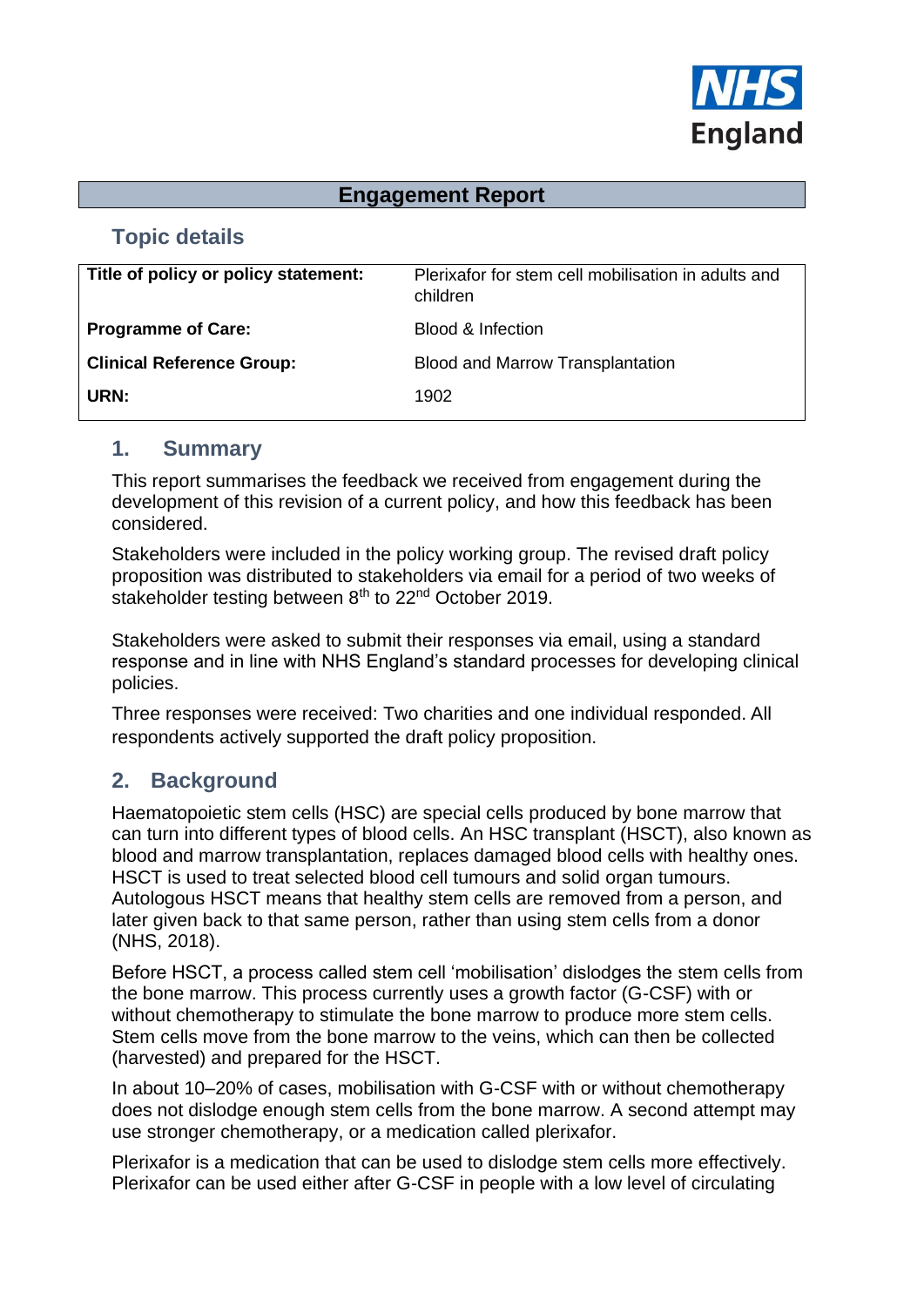# Engagement Report

## Topic details

| | |
|---|---|
| **Title of policy or policy statement:** | Plerixafor for stem cell mobilisation in adults and children |
| **Programme of Care:** | Blood & Infection |
| **Clinical Reference Group:** | Blood and Marrow Transplantation |
| **URN:** | 1902 |

## 1. Summary

This report summarises the feedback we received from engagement during the development of this revision of a current policy, and how this feedback has been considered.

Stakeholders were included in the policy working group. The revised draft policy proposition was distributed to stakeholders via email for a period of two weeks of stakeholder testing between 8th to 22nd October 2019.

Stakeholders were asked to submit their responses via email, using a standard response and in line with NHS England's standard processes for developing clinical policies.

Three responses were received: Two charities and one individual responded. All respondents actively supported the draft policy proposition.

## 2. Background

Haematopoietic stem cells (HSC) are special cells produced by bone marrow that can turn into different types of blood cells. An HSC transplant (HSCT), also known as blood and marrow transplantation, replaces damaged blood cells with healthy ones. HSCT is used to treat selected blood cell tumours and solid organ tumours. Autologous HSCT means that healthy stem cells are removed from a person, and later given back to that same person, rather than using stem cells from a donor (NHS, 2018).

Before HSCT, a process called stem cell 'mobilisation' dislodges the stem cells from the bone marrow. This process currently uses a growth factor (G-CSF) with or without chemotherapy to stimulate the bone marrow to produce more stem cells. Stem cells move from the bone marrow to the veins, which can then be collected (harvested) and prepared for the HSCT.

In about 10–20% of cases, mobilisation with G-CSF with or without chemotherapy does not dislodge enough stem cells from the bone marrow. A second attempt may use stronger chemotherapy, or a medication called plerixafor.

Plerixafor is a medication that can be used to dislodge stem cells more effectively. Plerixafor can be used either after G-CSF in people with a low level of circulating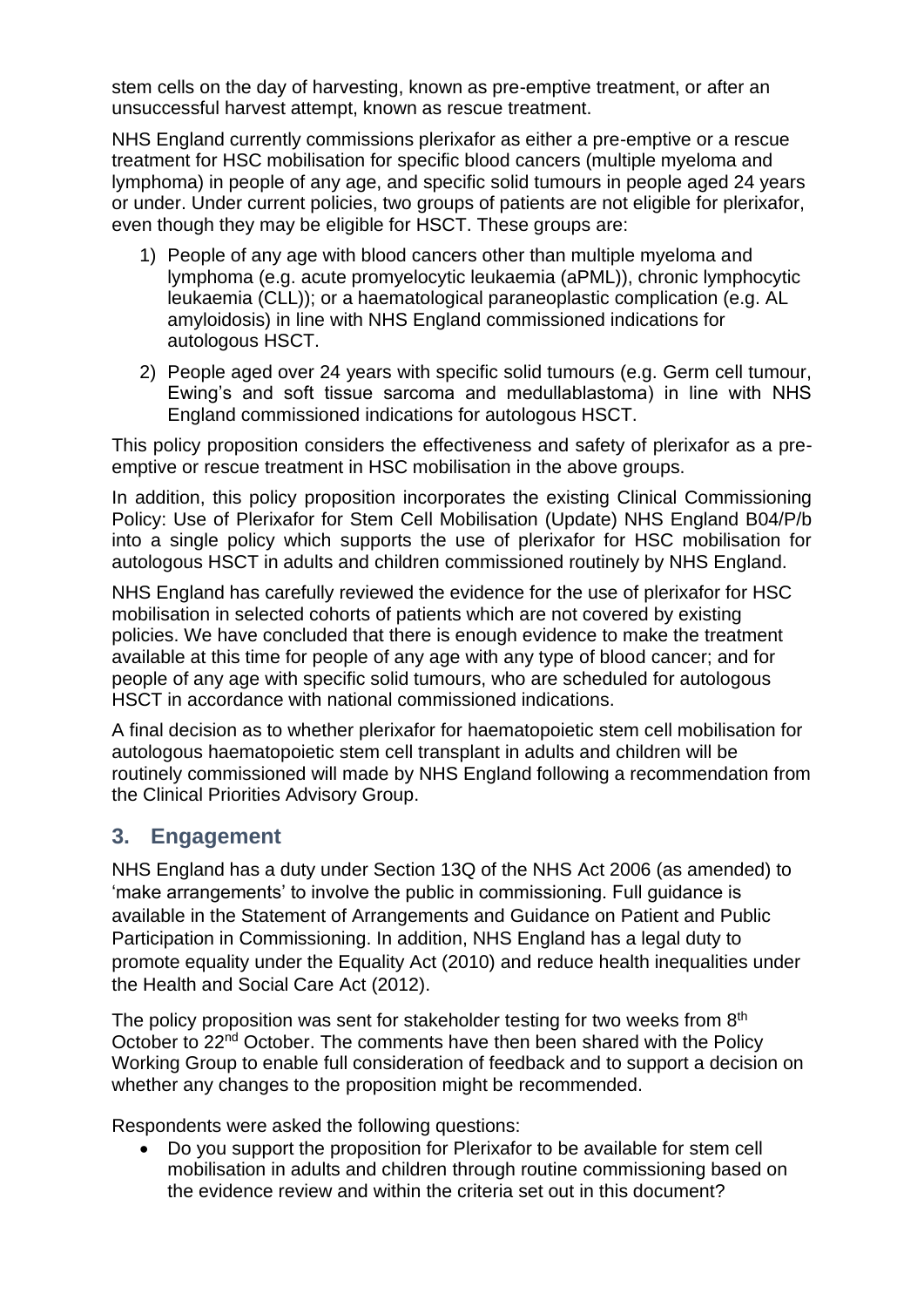stem cells on the day of harvesting, known as pre-emptive treatment, or after an unsuccessful harvest attempt, known as rescue treatment.

NHS England currently commissions plerixafor as either a pre-emptive or a rescue treatment for HSC mobilisation for specific blood cancers (multiple myeloma and lymphoma) in people of any age, and specific solid tumours in people aged 24 years or under. Under current policies, two groups of patients are not eligible for plerixafor, even though they may be eligible for HSCT. These groups are:

1) People of any age with blood cancers other than multiple myeloma and lymphoma (e.g. acute promyelocytic leukaemia (aPML)), chronic lymphocytic leukaemia (CLL)); or a haematological paraneoplastic complication (e.g. AL amyloidosis) in line with NHS England commissioned indications for autologous HSCT.
2) People aged over 24 years with specific solid tumours (e.g. Germ cell tumour, Ewing's and soft tissue sarcoma and medullablastoma) in line with NHS England commissioned indications for autologous HSCT.

This policy proposition considers the effectiveness and safety of plerixafor as a pre-emptive or rescue treatment in HSC mobilisation in the above groups.

In addition, this policy proposition incorporates the existing Clinical Commissioning Policy: Use of Plerixafor for Stem Cell Mobilisation (Update) NHS England B04/P/b into a single policy which supports the use of plerixafor for HSC mobilisation for autologous HSCT in adults and children commissioned routinely by NHS England.

NHS England has carefully reviewed the evidence for the use of plerixafor for HSC mobilisation in selected cohorts of patients which are not covered by existing policies. We have concluded that there is enough evidence to make the treatment available at this time for people of any age with any type of blood cancer; and for people of any age with specific solid tumours, who are scheduled for autologous HSCT in accordance with national commissioned indications.

A final decision as to whether plerixafor for haematopoietic stem cell mobilisation for autologous haematopoietic stem cell transplant in adults and children will be routinely commissioned will made by NHS England following a recommendation from the Clinical Priorities Advisory Group.

## 3. Engagement

NHS England has a duty under Section 13Q of the NHS Act 2006 (as amended) to 'make arrangements' to involve the public in commissioning. Full guidance is available in the Statement of Arrangements and Guidance on Patient and Public Participation in Commissioning. In addition, NHS England has a legal duty to promote equality under the Equality Act (2010) and reduce health inequalities under the Health and Social Care Act (2012).

The policy proposition was sent for stakeholder testing for two weeks from 8th October to 22nd October. The comments have then been shared with the Policy Working Group to enable full consideration of feedback and to support a decision on whether any changes to the proposition might be recommended.

Respondents were asked the following questions:

- Do you support the proposition for Plerixafor to be available for stem cell mobilisation in adults and children through routine commissioning based on the evidence review and within the criteria set out in this document?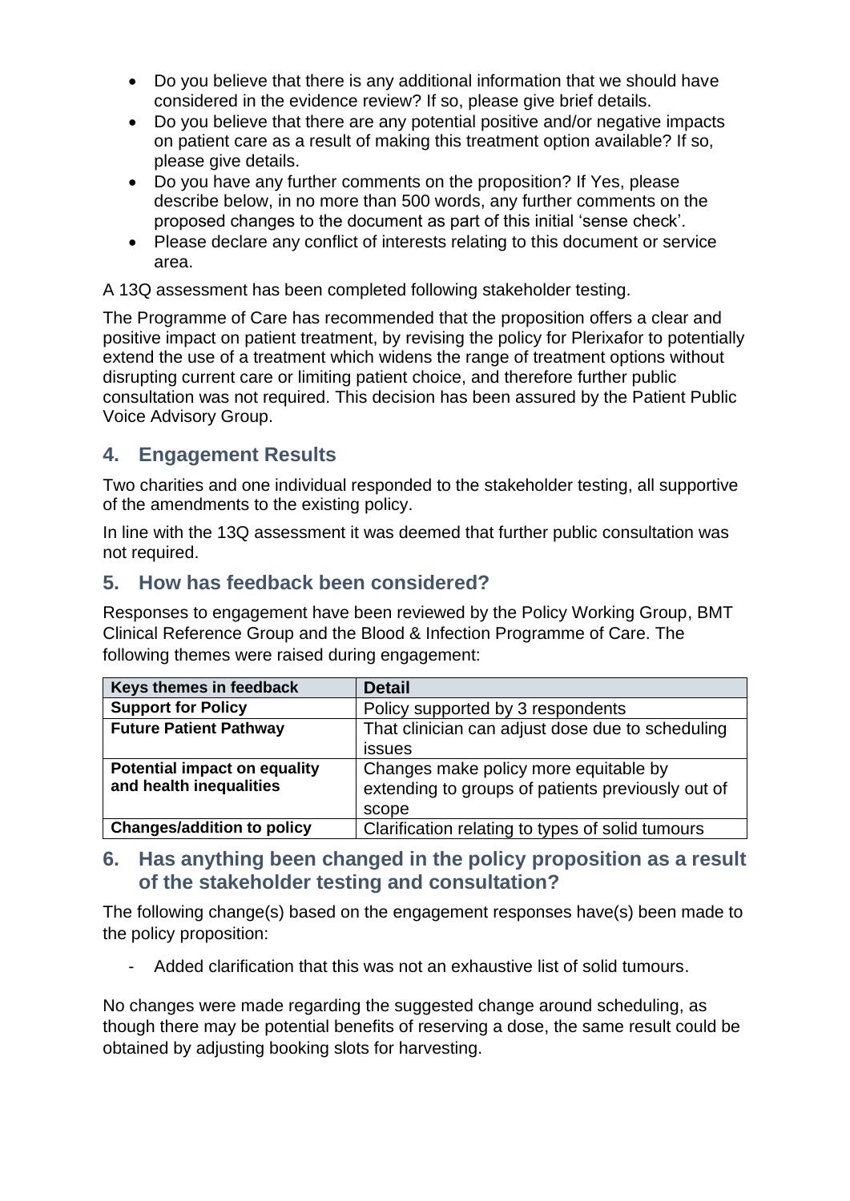- Do you believe that there is any additional information that we should have considered in the evidence review? If so, please give brief details.
- Do you believe that there are any potential positive and/or negative impacts on patient care as a result of making this treatment option available? If so, please give details.
- Do you have any further comments on the proposition? If Yes, please describe below, in no more than 500 words, any further comments on the proposed changes to the document as part of this initial 'sense check'.
- Please declare any conflict of interests relating to this document or service area.

A 13Q assessment has been completed following stakeholder testing.

The Programme of Care has recommended that the proposition offers a clear and positive impact on patient treatment, by revising the policy for Plerixafor to potentially extend the use of a treatment which widens the range of treatment options without disrupting current care or limiting patient choice, and therefore further public consultation was not required. This decision has been assured by the Patient Public Voice Advisory Group.

## 4. Engagement Results

Two charities and one individual responded to the stakeholder testing, all supportive of the amendments to the existing policy.

In line with the 13Q assessment it was deemed that further public consultation was not required.

## 5. How has feedback been considered?

Responses to engagement have been reviewed by the Policy Working Group, BMT Clinical Reference Group and the Blood & Infection Programme of Care. The following themes were raised during engagement:

| Keys themes in feedback | Detail |
|---|---|
| **Support for Policy** | Policy supported by 3 respondents |
| **Future Patient Pathway** | That clinician can adjust dose due to scheduling issues |
| **Potential impact on equality and health inequalities** | Changes make policy more equitable by extending to groups of patients previously out of scope |
| **Changes/addition to policy** | Clarification relating to types of solid tumours |

## 6. Has anything been changed in the policy proposition as a result of the stakeholder testing and consultation?

The following change(s) based on the engagement responses have(s) been made to the policy proposition:

- Added clarification that this was not an exhaustive list of solid tumours.

No changes were made regarding the suggested change around scheduling, as though there may be potential benefits of reserving a dose, the same result could be obtained by adjusting booking slots for harvesting.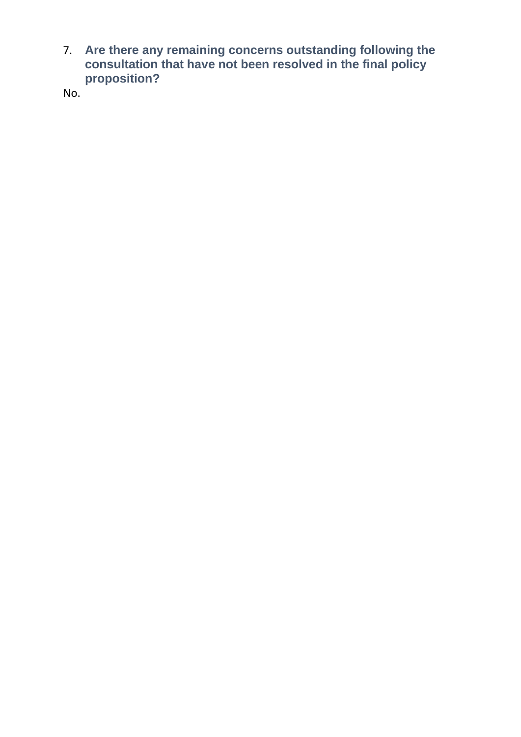7. **Are there any remaining concerns outstanding following the consultation that have not been resolved in the final policy proposition?**

No.